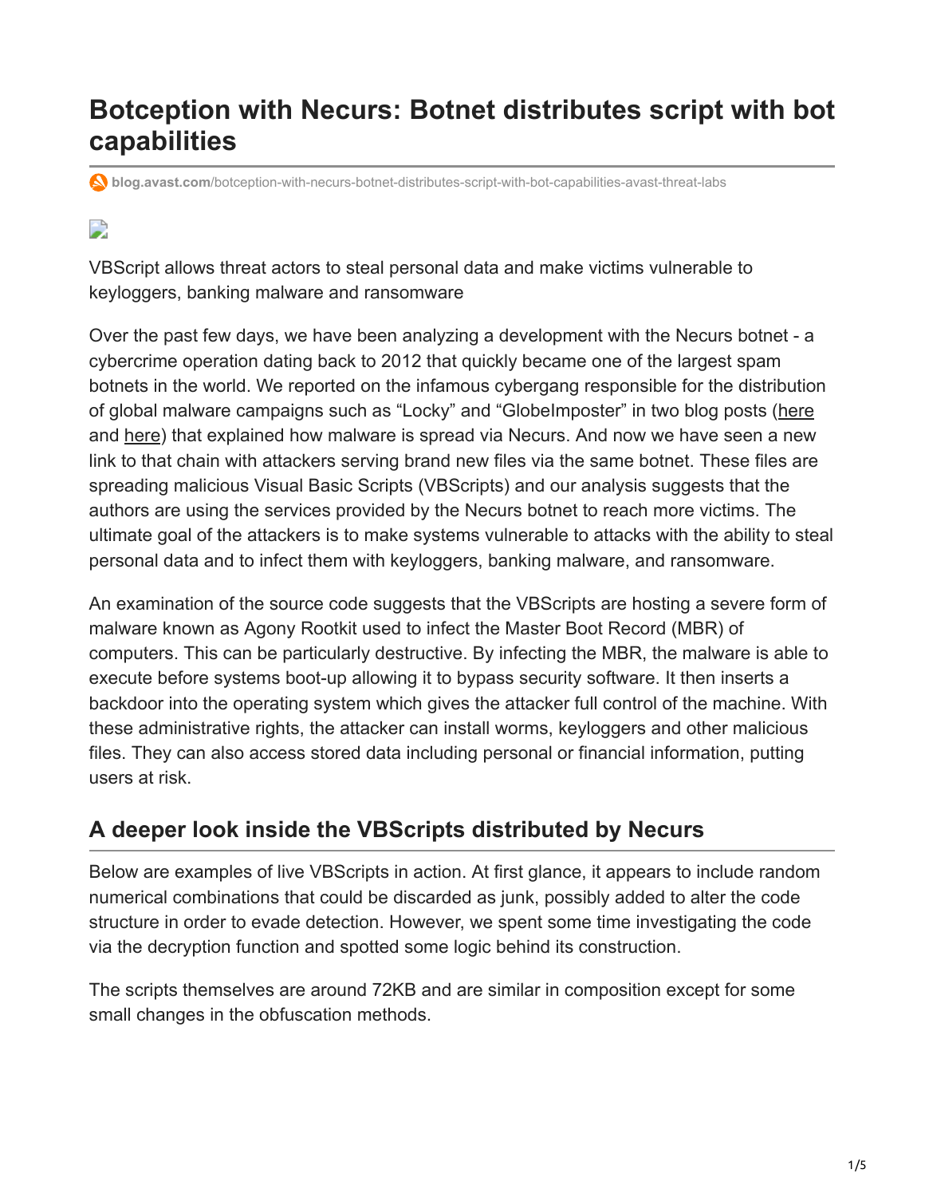# Botception with Necurs: Botnet distributes script with bot capabilities

blog.avast.com/botception-with-necurs-botnet-distributes-script-with-bot-capabilities-avast-threat-labs

VBScript allows threat actors to steal personal data and make victims vulnerable to keyloggers, banking malware and ransomware

Over the past few days, we have been analyzing a development with the Necurs botnet - a cybercrime operation dating back to 2012 that quickly became one of the largest spam botnets in the world. We reported on the infamous cybergang responsible for the distribution of global malware campaigns such as "Locky" and "GlobeImposter" in two blog posts (here and here) that explained how malware is spread via Necurs. And now we have seen a new link to that chain with attackers serving brand new files via the same botnet. These files are spreading malicious Visual Basic Scripts (VBScripts) and our analysis suggests that the authors are using the services provided by the Necurs botnet to reach more victims. The ultimate goal of the attackers is to make systems vulnerable to attacks with the ability to steal personal data and to infect them with keyloggers, banking malware, and ransomware.

An examination of the source code suggests that the VBScripts are hosting a severe form of malware known as Agony Rootkit used to infect the Master Boot Record (MBR) of computers. This can be particularly destructive. By infecting the MBR, the malware is able to execute before systems boot-up allowing it to bypass security software. It then inserts a backdoor into the operating system which gives the attacker full control of the machine. With these administrative rights, the attacker can install worms, keyloggers and other malicious files. They can also access stored data including personal or financial information, putting users at risk.

## A deeper look inside the VBScripts distributed by Necurs

Below are examples of live VBScripts in action. At first glance, it appears to include random numerical combinations that could be discarded as junk, possibly added to alter the code structure in order to evade detection. However, we spent some time investigating the code via the decryption function and spotted some logic behind its construction.

The scripts themselves are around 72KB and are similar in composition except for some small changes in the obfuscation methods.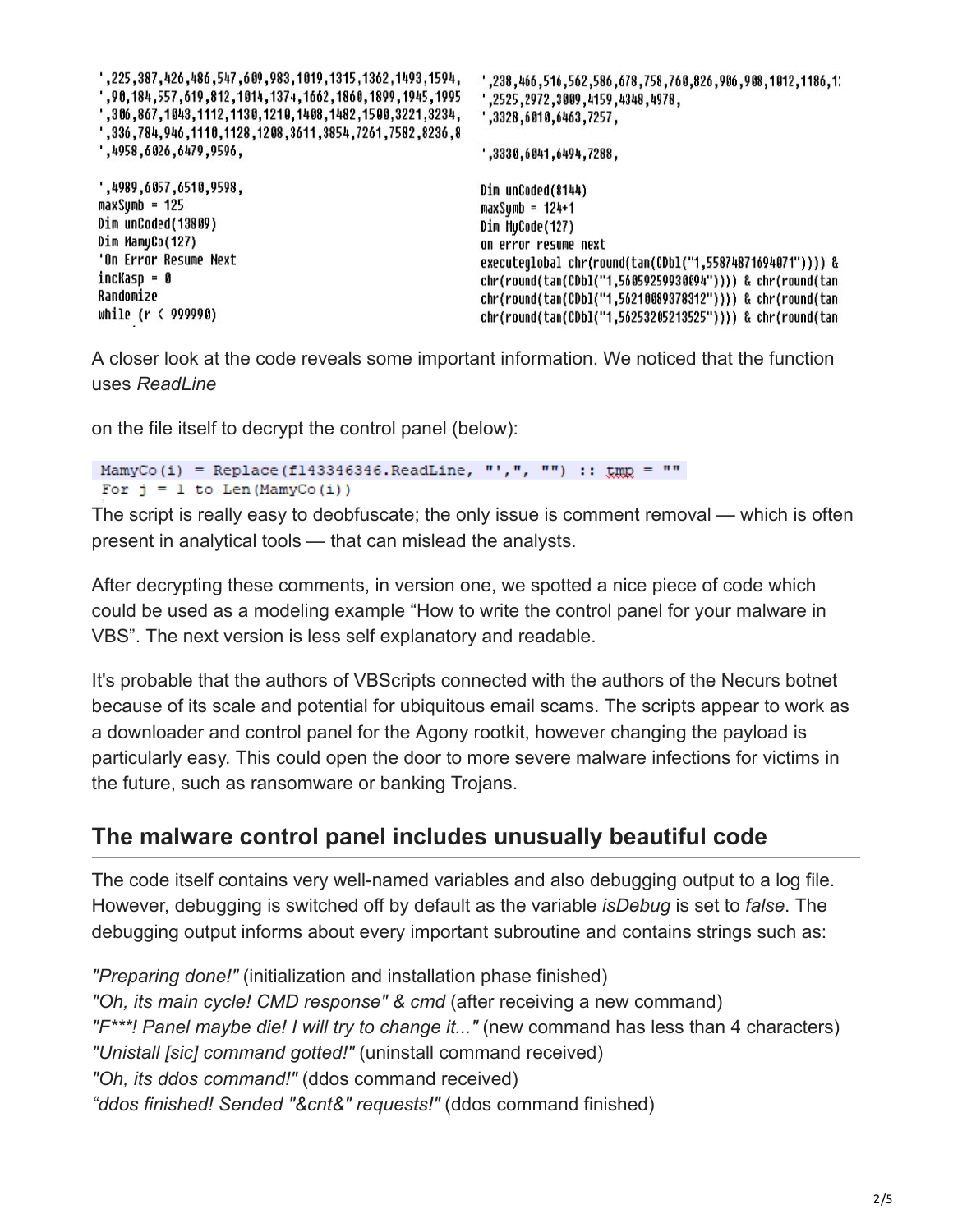```
',225,387,426,486,547,609,983,1019,1315,1362,1493,1594,
',90,184,557,619,812,1014,1374,1662,1860,1899,1945,1995
',306,867,1043,1112,1130,1210,1408,1482,1500,3221,3234,
',336,784,946,1110,1128,1208,3611,3854,7261,7582,8236,8
',4958,6026,6479,9596,

',4989,6057,6510,9598,
maxSymb = 125
Dim unCoded(13809)
Dim MamyCo(127)
'On Error Resume Next
incKasp = 0
Randomize
while (r < 999990)
```

```
',238,466,516,562,586,678,758,760,826,906,908,1012,1186,1:
',2525,2972,3009,4159,4348,4978,
',3328,6010,6463,7257,

',3330,6041,6494,7288,

Dim unCoded(8144)
maxSymb = 124+1
Dim MyCode(127)
on error resume next
executeglobal chr(round(tan(CDbl("1,55874871694071")))) &
chr(round(tan(CDbl("1,56059259930094")))) & chr(round(tan
chr(round(tan(CDbl("1,56210089378312")))) & chr(round(tan
chr(round(tan(CDbl("1,56253205213525")))) & chr(round(tan
```

A closer look at the code reveals some important information. We noticed that the function uses *ReadLine*

on the file itself to decrypt the control panel (below):

```
MamyCo(i) = Replace(f143346346.ReadLine, "',", "") :: tmp = ""
For j = 1 to Len(MamyCo(i))
```

The script is really easy to deobfuscate; the only issue is comment removal — which is often present in analytical tools — that can mislead the analysts.

After decrypting these comments, in version one, we spotted a nice piece of code which could be used as a modeling example "How to write the control panel for your malware in VBS". The next version is less self explanatory and readable.

It's probable that the authors of VBScripts connected with the authors of the Necurs botnet because of its scale and potential for ubiquitous email scams. The scripts appear to work as a downloader and control panel for the Agony rootkit, however changing the payload is particularly easy. This could open the door to more severe malware infections for victims in the future, such as ransomware or banking Trojans.

## The malware control panel includes unusually beautiful code

The code itself contains very well-named variables and also debugging output to a log file. However, debugging is switched off by default as the variable *isDebug* is set to *false*. The debugging output informs about every important subroutine and contains strings such as:

*"Preparing done!"* (initialization and installation phase finished)
*"Oh, its main cycle! CMD response" & cmd* (after receiving a new command)
*"F\*\*\*! Panel maybe die! I will try to change it..."* (new command has less than 4 characters)
*"Unistall [sic] command gotted!"* (uninstall command received)
*"Oh, its ddos command!"* (ddos command received)
*"ddos finished! Sended "&cnt&" requests!"* (ddos command finished)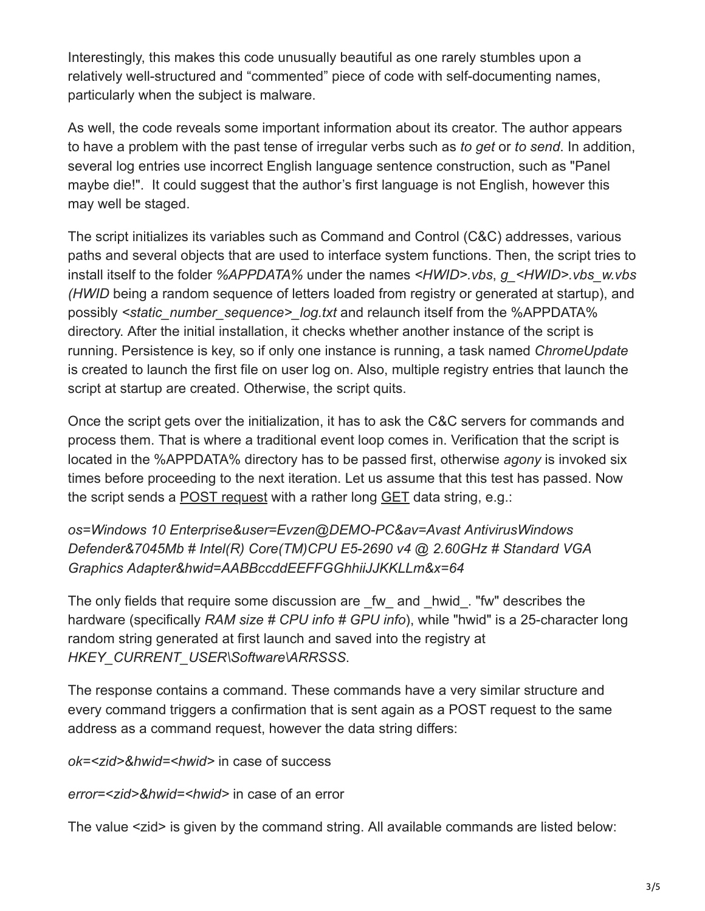Interestingly, this makes this code unusually beautiful as one rarely stumbles upon a relatively well-structured and "commented" piece of code with self-documenting names, particularly when the subject is malware.

As well, the code reveals some important information about its creator. The author appears to have a problem with the past tense of irregular verbs such as *to get* or *to send*. In addition, several log entries use incorrect English language sentence construction, such as "Panel maybe die!". It could suggest that the author's first language is not English, however this may well be staged.

The script initializes its variables such as Command and Control (C&C) addresses, various paths and several objects that are used to interface system functions. Then, the script tries to install itself to the folder *%APPDATA%* under the names *<HWID>.vbs*, *g_<HWID>.vbs_w.vbs (HWID* being a random sequence of letters loaded from registry or generated at startup), and possibly *<static_number_sequence>_log.txt* and relaunch itself from the %APPDATA% directory. After the initial installation, it checks whether another instance of the script is running. Persistence is key, so if only one instance is running, a task named *ChromeUpdate* is created to launch the first file on user log on. Also, multiple registry entries that launch the script at startup are created. Otherwise, the script quits.

Once the script gets over the initialization, it has to ask the C&C servers for commands and process them. That is where a traditional event loop comes in. Verification that the script is located in the %APPDATA% directory has to be passed first, otherwise *agony* is invoked six times before proceeding to the next iteration. Let us assume that this test has passed. Now the script sends a POST request with a rather long GET data string, e.g.:

*os=Windows 10 Enterprise&user=Evzen@DEMO-PC&av=Avast AntivirusWindows Defender&7045Mb # Intel(R) Core(TM)CPU E5-2690 v4 @ 2.60GHz # Standard VGA Graphics Adapter&hwid=AABBccddEEFFGGhhiiJJKKLLm&x=64*

The only fields that require some discussion are _fw_ and _hwid_. "fw" describes the hardware (specifically *RAM size # CPU info # GPU info*), while "hwid" is a 25-character long random string generated at first launch and saved into the registry at *HKEY_CURRENT_USER\Software\ARRSSS*.

The response contains a command. These commands have a very similar structure and every command triggers a confirmation that is sent again as a POST request to the same address as a command request, however the data string differs:

*ok=<zid>&hwid=<hwid>* in case of success

*error=<zid>&hwid=<hwid>* in case of an error

The value <zid> is given by the command string. All available commands are listed below: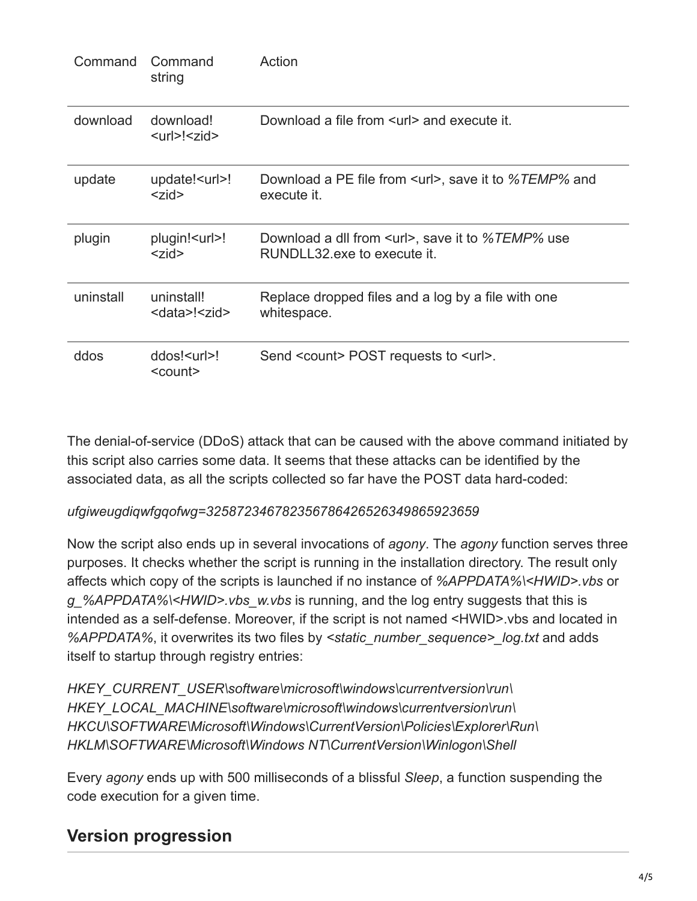| Command | Command string | Action |
|---|---|---|
| download | download!<url>!<zid> | Download a file from <url> and execute it. |
| update | update!<url>!<zid> | Download a PE file from <url>, save it to *%TEMP%* and execute it. |
| plugin | plugin!<url>!<zid> | Download a dll from <url>, save it to *%TEMP%* use RUNDLL32.exe to execute it. |
| uninstall | uninstall!<data>!<zid> | Replace dropped files and a log by a file with one whitespace. |
| ddos | ddos!<url>!<count> | Send <count> POST requests to <url>. |

The denial-of-service (DDoS) attack that can be caused with the above command initiated by this script also carries some data. It seems that these attacks can be identified by the associated data, as all the scripts collected so far have the POST data hard-coded:

*ufgiweugdiqwfgqofwg=32587234678235678642652634986592365​9*

Now the script also ends up in several invocations of *agony*. The *agony* function serves three purposes. It checks whether the script is running in the installation directory. The result only affects which copy of the scripts is launched if no instance of *%APPDATA%\<HWID>.vbs* or *g_%APPDATA%\<HWID>.vbs_w.vbs* is running, and the log entry suggests that this is intended as a self-defense. Moreover, if the script is not named <HWID>.vbs and located in *%APPDATA%*, it overwrites its two files by *<static_number_sequence>_log.txt* and adds itself to startup through registry entries:

*HKEY_CURRENT_USER\software\microsoft\windows\currentversion\run\*
*HKEY_LOCAL_MACHINE\software\microsoft\windows\currentversion\run\*
*HKCU\SOFTWARE\Microsoft\Windows\CurrentVersion\Policies\Explorer\Run\*
*HKLM\SOFTWARE\Microsoft\Windows NT\CurrentVersion\Winlogon\Shell*

Every *agony* ends up with 500 milliseconds of a blissful *Sleep*, a function suspending the code execution for a given time.

## Version progression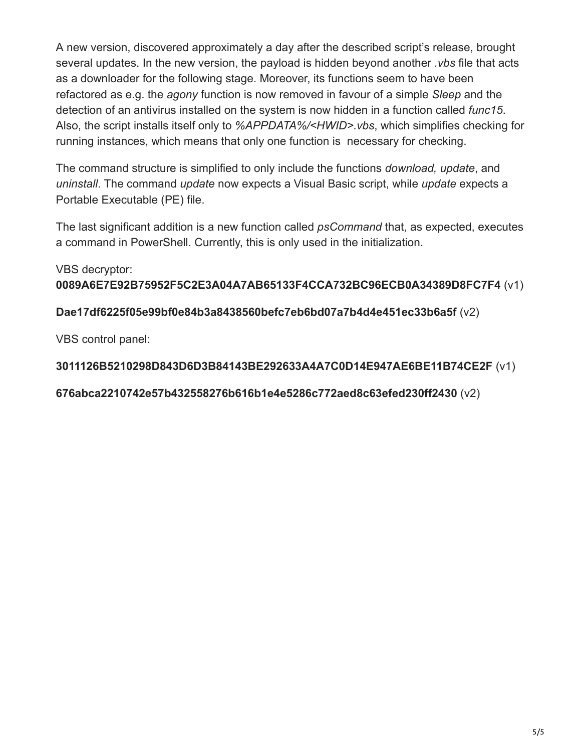A new version, discovered approximately a day after the described script's release, brought several updates. In the new version, the payload is hidden beyond another *.vbs* file that acts as a downloader for the following stage. Moreover, its functions seem to have been refactored as e.g. the *agony* function is now removed in favour of a simple *Sleep* and the detection of an antivirus installed on the system is now hidden in a function called *func15*. Also, the script installs itself only to *%APPDATA%/<HWID>.vbs*, which simplifies checking for running instances, which means that only one function is  necessary for checking.

The command structure is simplified to only include the functions *download, update*, and *uninstall*. The command *update* now expects a Visual Basic script, while *update* expects a Portable Executable (PE) file.

The last significant addition is a new function called *psCommand* that, as expected, executes a command in PowerShell. Currently, this is only used in the initialization.

VBS decryptor:
**0089A6E7E92B75952F5C2E3A04A7AB65133F4CCA732BC96ECB0A34389D8FC7F4** (v1)

**Dae17df6225f05e99bf0e84b3a8438560befc7eb6bd07a7b4d4e451ec33b6a5f** (v2)

VBS control panel:

**3011126B5210298D843D6D3B84143BE292633A4A7C0D14E947AE6BE11B74CE2F** (v1)

**676abca2210742e57b432558276b616b1e4e5286c772aed8c63efed230ff2430** (v2)